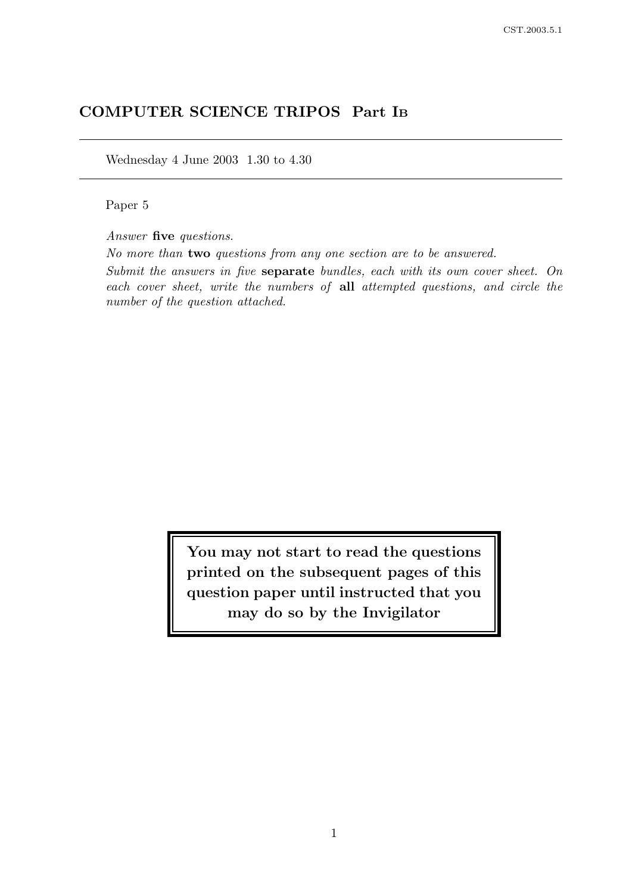# COMPUTER SCIENCE TRIPOS Part IB

Wednesday 4 June 2003 1.30 to 4.30

Paper 5

*Answer* **five** *questions.*

*No more than* **two** *questions from any one section are to be answered.*

*Submit the answers in five* **separate** *bundles, each with its own cover sheet. On each cover sheet, write the numbers of* **all** *attempted questions, and circle the number of the question attached.*

**You may not start to read the questions printed on the subsequent pages of this question paper until instructed that you may do so by the Invigilator**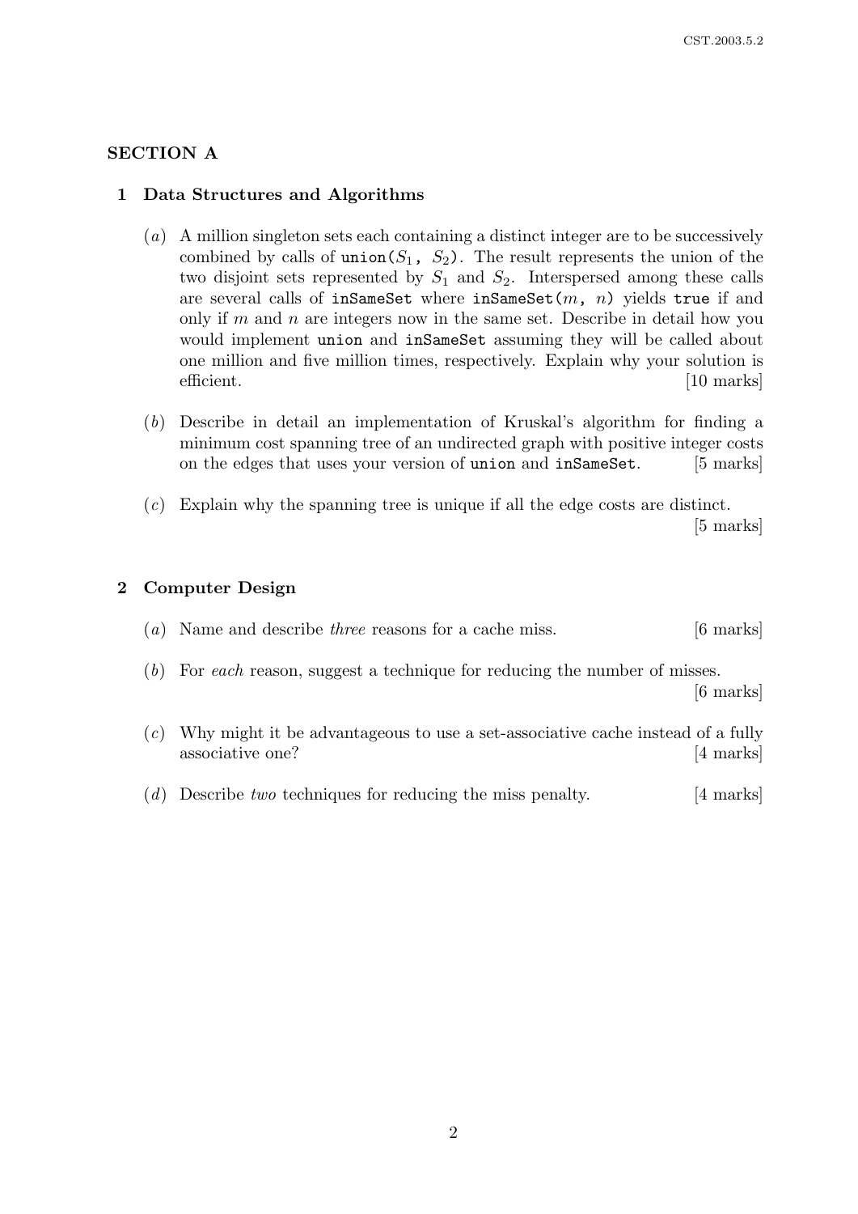## SECTION A

### 1 Data Structures and Algorithms

(*a*) A million singleton sets each containing a distinct integer are to be successively combined by calls of `union(`$S_1$`, `$S_2$`)`. The result represents the union of the two disjoint sets represented by $S_1$ and $S_2$. Interspersed among these calls are several calls of `inSameSet` where `inSameSet(`$m$`, `$n$`)` yields `true` if and only if $m$ and $n$ are integers now in the same set. Describe in detail how you would implement `union` and `inSameSet` assuming they will be called about one million and five million times, respectively. Explain why your solution is efficient. [10 marks]

(*b*) Describe in detail an implementation of Kruskal's algorithm for finding a minimum cost spanning tree of an undirected graph with positive integer costs on the edges that uses your version of `union` and `inSameSet`. [5 marks]

(*c*) Explain why the spanning tree is unique if all the edge costs are distinct. [5 marks]

### 2 Computer Design

(*a*) Name and describe *three* reasons for a cache miss. [6 marks]

(*b*) For *each* reason, suggest a technique for reducing the number of misses. [6 marks]

(*c*) Why might it be advantageous to use a set-associative cache instead of a fully associative one? [4 marks]

(*d*) Describe *two* techniques for reducing the miss penalty. [4 marks]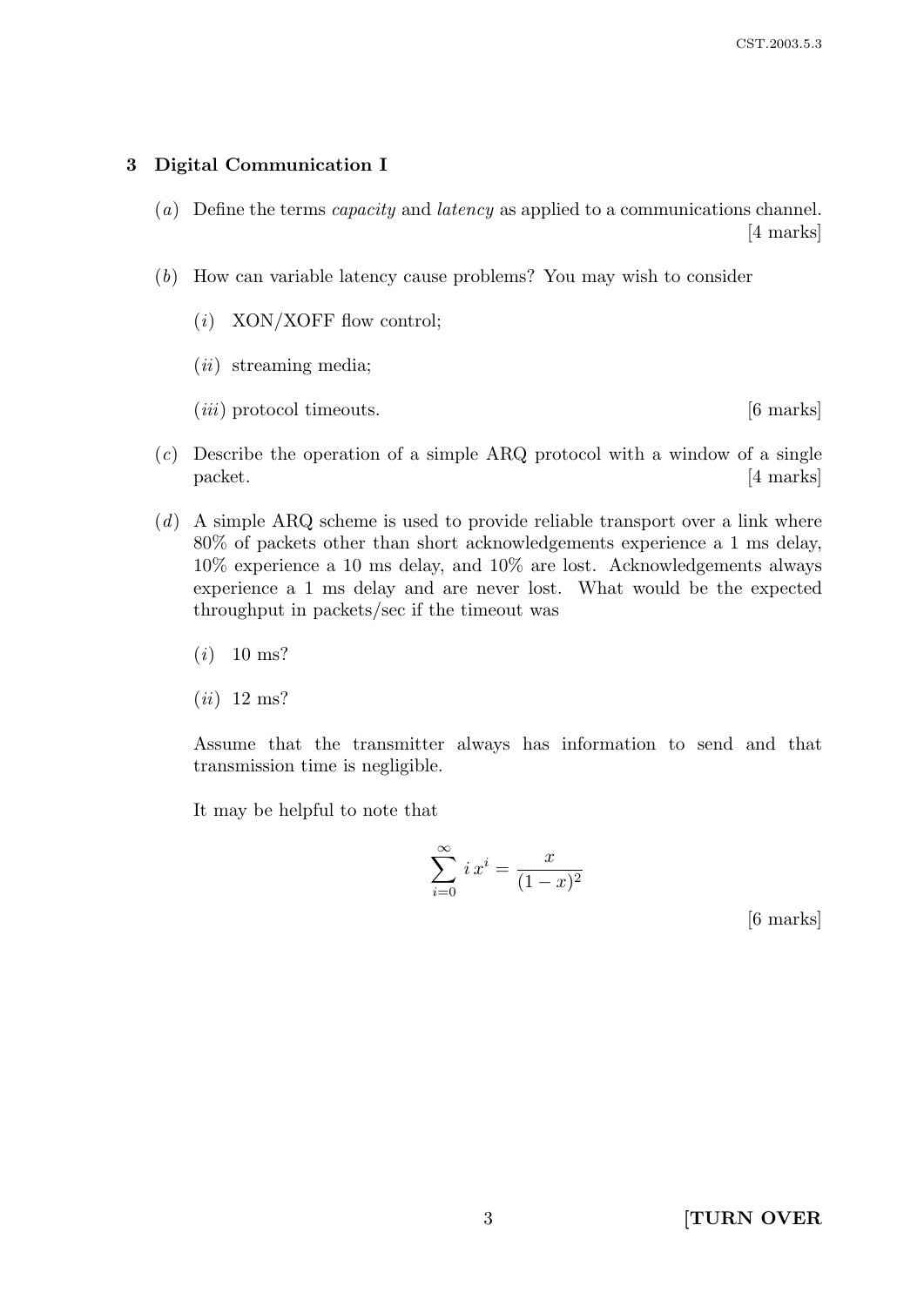## 3 Digital Communication I

(*a*) Define the terms *capacity* and *latency* as applied to a communications channel. [4 marks]

(*b*) How can variable latency cause problems? You may wish to consider

(*i*) XON/XOFF flow control;

(*ii*) streaming media;

(*iii*) protocol timeouts. [6 marks]

(*c*) Describe the operation of a simple ARQ protocol with a window of a single packet. [4 marks]

(*d*) A simple ARQ scheme is used to provide reliable transport over a link where 80% of packets other than short acknowledgements experience a 1 ms delay, 10% experience a 10 ms delay, and 10% are lost. Acknowledgements always experience a 1 ms delay and are never lost. What would be the expected throughput in packets/sec if the timeout was

(*i*) 10 ms?

(*ii*) 12 ms?

Assume that the transmitter always has information to send and that transmission time is negligible.

It may be helpful to note that

$$\sum_{i=0}^{\infty} i\, x^i = \frac{x}{(1-x)^2}$$

[6 marks]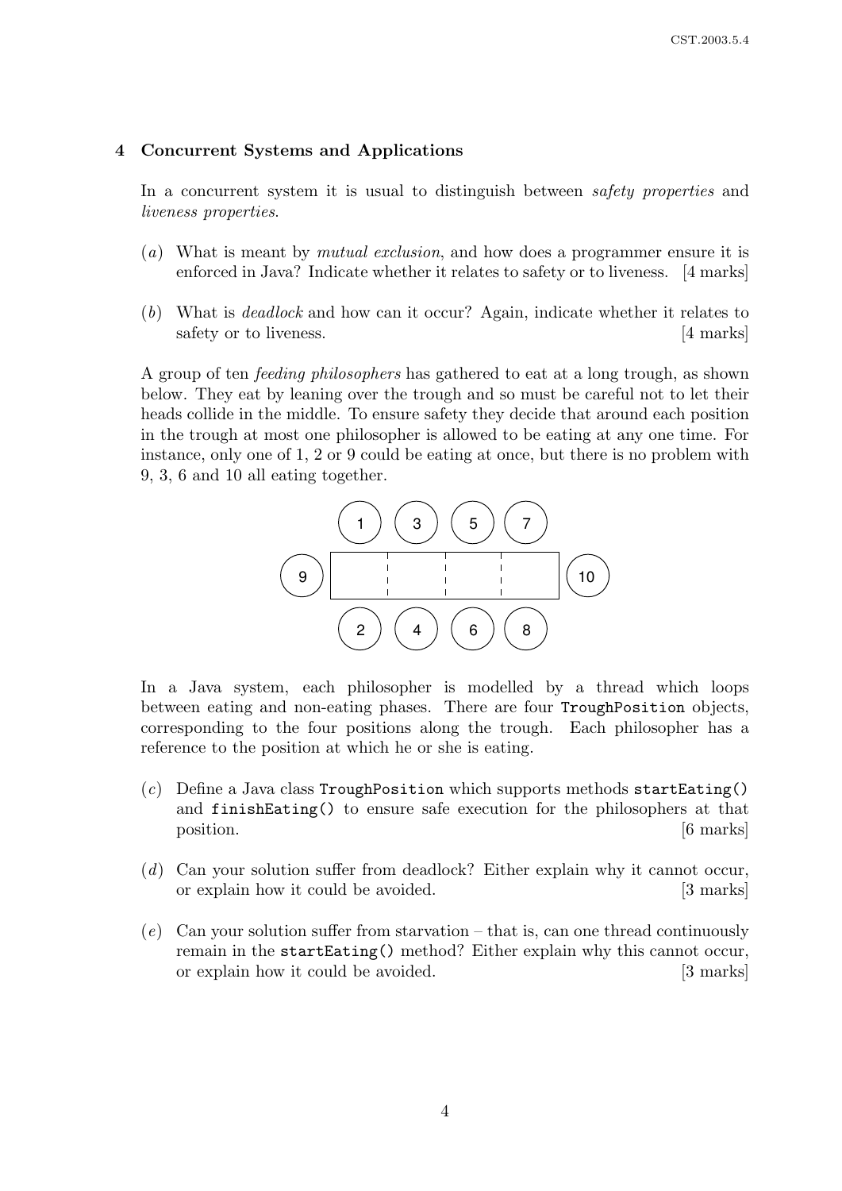## 4 Concurrent Systems and Applications

In a concurrent system it is usual to distinguish between *safety properties* and *liveness properties*.

(*a*) What is meant by *mutual exclusion*, and how does a programmer ensure it is enforced in Java? Indicate whether it relates to safety or to liveness. [4 marks]

(*b*) What is *deadlock* and how can it occur? Again, indicate whether it relates to safety or to liveness. [4 marks]

A group of ten *feeding philosophers* has gathered to eat at a long trough, as shown below. They eat by leaning over the trough and so must be careful not to let their heads collide in the middle. To ensure safety they decide that around each position in the trough at most one philosopher is allowed to be eating at any one time. For instance, only one of 1, 2 or 9 could be eating at once, but there is no problem with 9, 3, 6 and 10 all eating together.

```
        (1)  (3)  (5)  (7)
(9)  [    :    :    :    ]  (10)
        (2)  (4)  (6)  (8)
```

In a Java system, each philosopher is modelled by a thread which loops between eating and non-eating phases. There are four `TroughPosition` objects, corresponding to the four positions along the trough. Each philosopher has a reference to the position at which he or she is eating.

(*c*) Define a Java class `TroughPosition` which supports methods `startEating()` and `finishEating()` to ensure safe execution for the philosophers at that position. [6 marks]

(*d*) Can your solution suffer from deadlock? Either explain why it cannot occur, or explain how it could be avoided. [3 marks]

(*e*) Can your solution suffer from starvation – that is, can one thread continuously remain in the `startEating()` method? Either explain why this cannot occur, or explain how it could be avoided. [3 marks]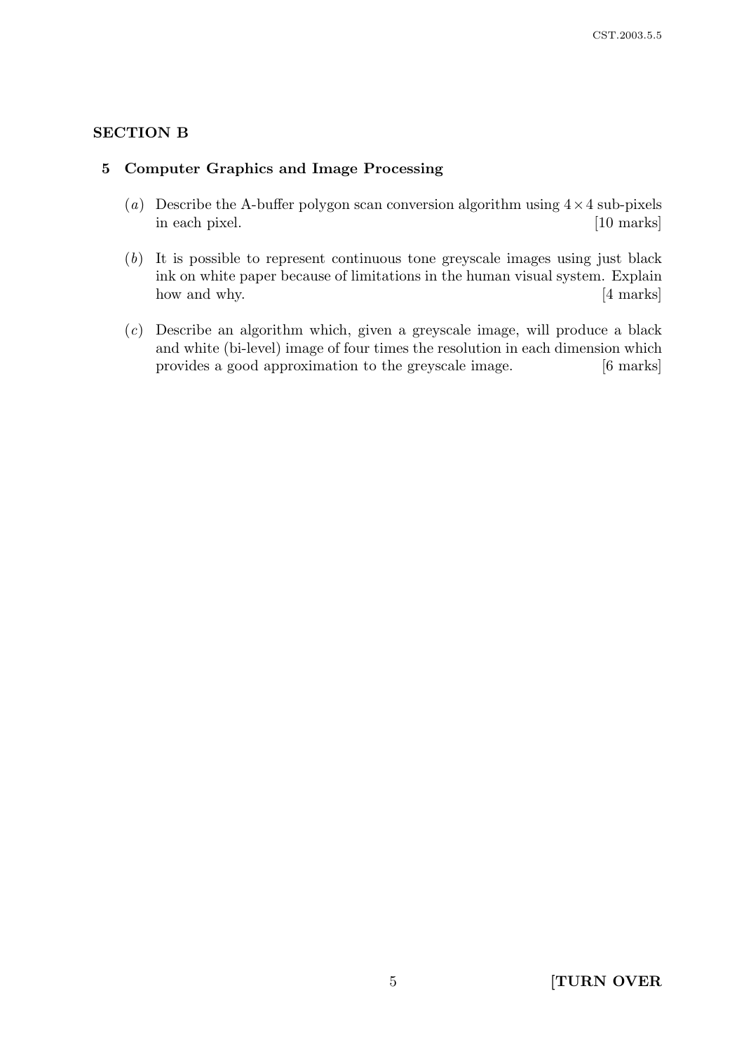## SECTION B

### 5 Computer Graphics and Image Processing

(*a*) Describe the A-buffer polygon scan conversion algorithm using $4 \times 4$ sub-pixels in each pixel. [10 marks]

(*b*) It is possible to represent continuous tone greyscale images using just black ink on white paper because of limitations in the human visual system. Explain how and why. [4 marks]

(*c*) Describe an algorithm which, given a greyscale image, will produce a black and white (bi-level) image of four times the resolution in each dimension which provides a good approximation to the greyscale image. [6 marks]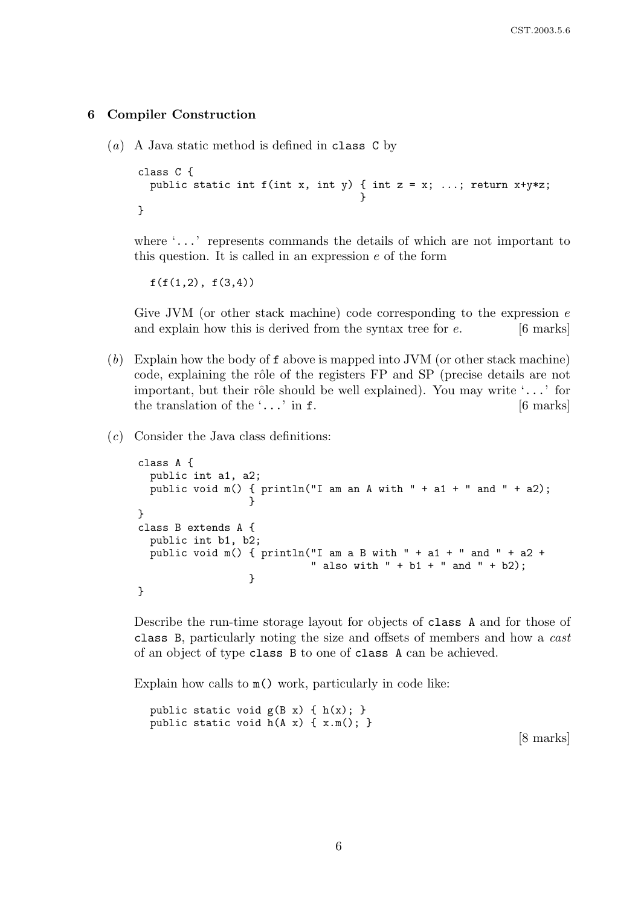## 6 Compiler Construction

(*a*) A Java static method is defined in `class C` by

```
class C {
  public static int f(int x, int y) { int z = x; ...; return x+y*z;
                                    }
}
```

where '`...`' represents commands the details of which are not important to this question. It is called in an expression $e$ of the form

```
f(f(1,2), f(3,4))
```

Give JVM (or other stack machine) code corresponding to the expression $e$ and explain how this is derived from the syntax tree for $e$. [6 marks]

(*b*) Explain how the body of `f` above is mapped into JVM (or other stack machine) code, explaining the rôle of the registers FP and SP (precise details are not important, but their rôle should be well explained). You may write '`...`' for the translation of the '`...`' in `f`. [6 marks]

(*c*) Consider the Java class definitions:

```
class A {
  public int a1, a2;
  public void m() { println("I am an A with " + a1 + " and " + a2);
                  }
}
class B extends A {
  public int b1, b2;
  public void m() { println("I am a B with " + a1 + " and " + a2 +
                            " also with " + b1 + " and " + b2);
                  }
}
```

Describe the run-time storage layout for objects of `class A` and for those of `class B`, particularly noting the size and offsets of members and how a *cast* of an object of type `class B` to one of `class A` can be achieved.

Explain how calls to `m()` work, particularly in code like:

```
public static void g(B x) { h(x); }
public static void h(A x) { x.m(); }
```

[8 marks]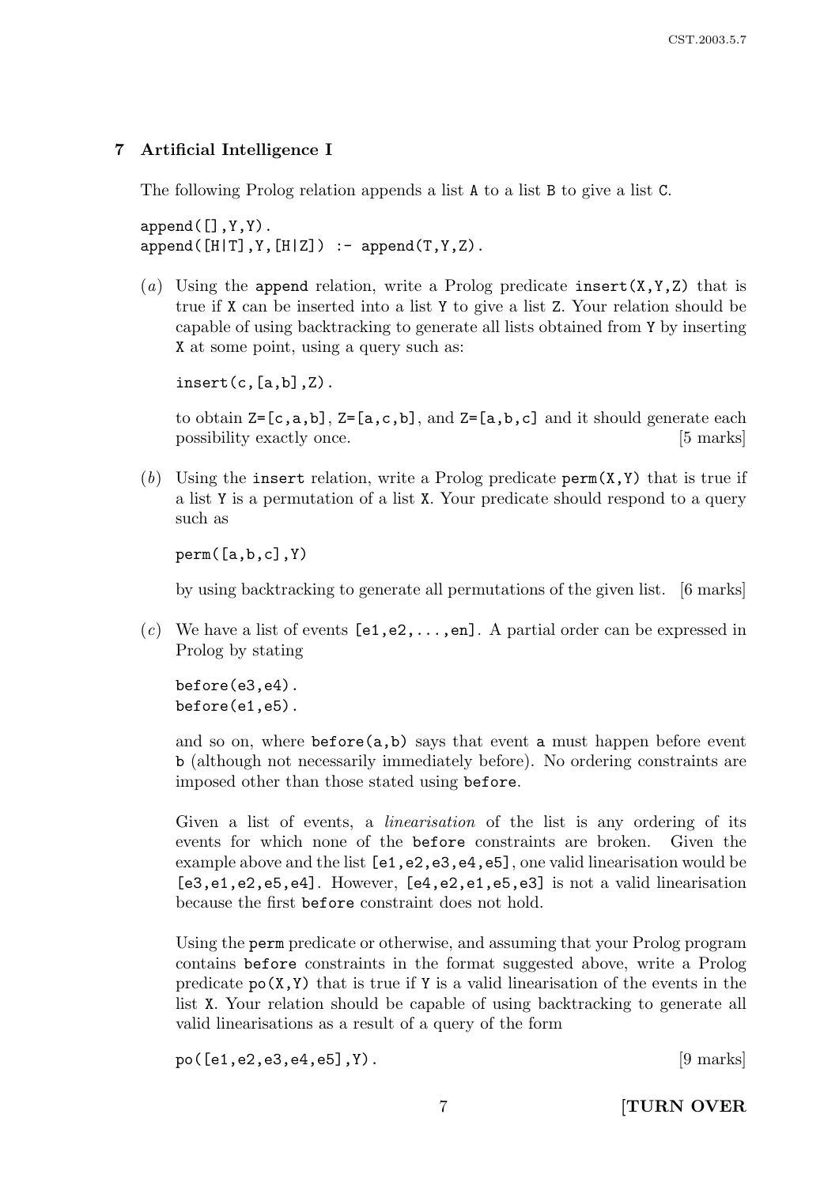## 7 Artificial Intelligence I

The following Prolog relation appends a list `A` to a list `B` to give a list `C`.

```
append([],Y,Y).
append([H|T],Y,[H|Z]) :- append(T,Y,Z).
```

(*a*) Using the `append` relation, write a Prolog predicate `insert(X,Y,Z)` that is true if `X` can be inserted into a list `Y` to give a list `Z`. Your relation should be capable of using backtracking to generate all lists obtained from `Y` by inserting `X` at some point, using a query such as:

```
insert(c,[a,b],Z).
```

to obtain `Z=[c,a,b]`, `Z=[a,c,b]`, and `Z=[a,b,c]` and it should generate each possibility exactly once. [5 marks]

(*b*) Using the `insert` relation, write a Prolog predicate `perm(X,Y)` that is true if a list `Y` is a permutation of a list `X`. Your predicate should respond to a query such as

```
perm([a,b,c],Y)
```

by using backtracking to generate all permutations of the given list. [6 marks]

(*c*) We have a list of events `[e1,e2,...,en]`. A partial order can be expressed in Prolog by stating

```
before(e3,e4).
before(e1,e5).
```

and so on, where `before(a,b)` says that event `a` must happen before event `b` (although not necessarily immediately before). No ordering constraints are imposed other than those stated using `before`.

Given a list of events, a *linearisation* of the list is any ordering of its events for which none of the `before` constraints are broken. Given the example above and the list `[e1,e2,e3,e4,e5]`, one valid linearisation would be `[e3,e1,e2,e5,e4]`. However, `[e4,e2,e1,e5,e3]` is not a valid linearisation because the first `before` constraint does not hold.

Using the `perm` predicate or otherwise, and assuming that your Prolog program contains `before` constraints in the format suggested above, write a Prolog predicate `po(X,Y)` that is true if `Y` is a valid linearisation of the events in the list `X`. Your relation should be capable of using backtracking to generate all valid linearisations as a result of a query of the form

```
po([e1,e2,e3,e4,e5],Y).
```

[9 marks]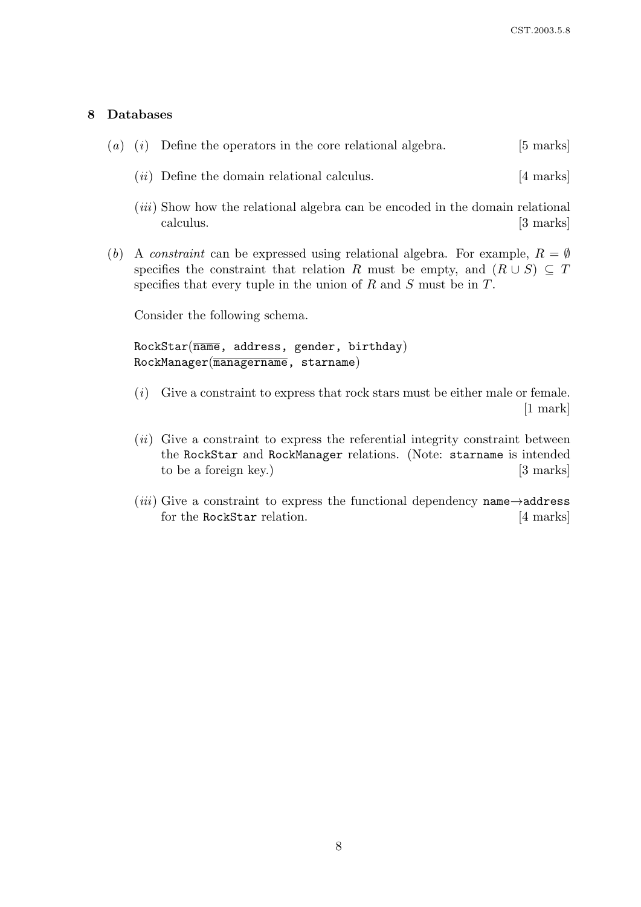## 8 Databases

(*a*) (*i*) Define the operators in the core relational algebra. [5 marks]

(*ii*) Define the domain relational calculus. [4 marks]

(*iii*) Show how the relational algebra can be encoded in the domain relational calculus. [3 marks]

(*b*) A *constraint* can be expressed using relational algebra. For example, $R = \emptyset$ specifies the constraint that relation $R$ must be empty, and $(R \cup S) \subseteq T$ specifies that every tuple in the union of $R$ and $S$ must be in $T$.

Consider the following schema.

```
RockStar(name, address, gender, birthday)
RockManager(managername, starname)
```

(*i*) Give a constraint to express that rock stars must be either male or female. [1 mark]

(*ii*) Give a constraint to express the referential integrity constraint between the `RockStar` and `RockManager` relations. (Note: `starname` is intended to be a foreign key.) [3 marks]

(*iii*) Give a constraint to express the functional dependency `name`$\rightarrow$`address` for the `RockStar` relation. [4 marks]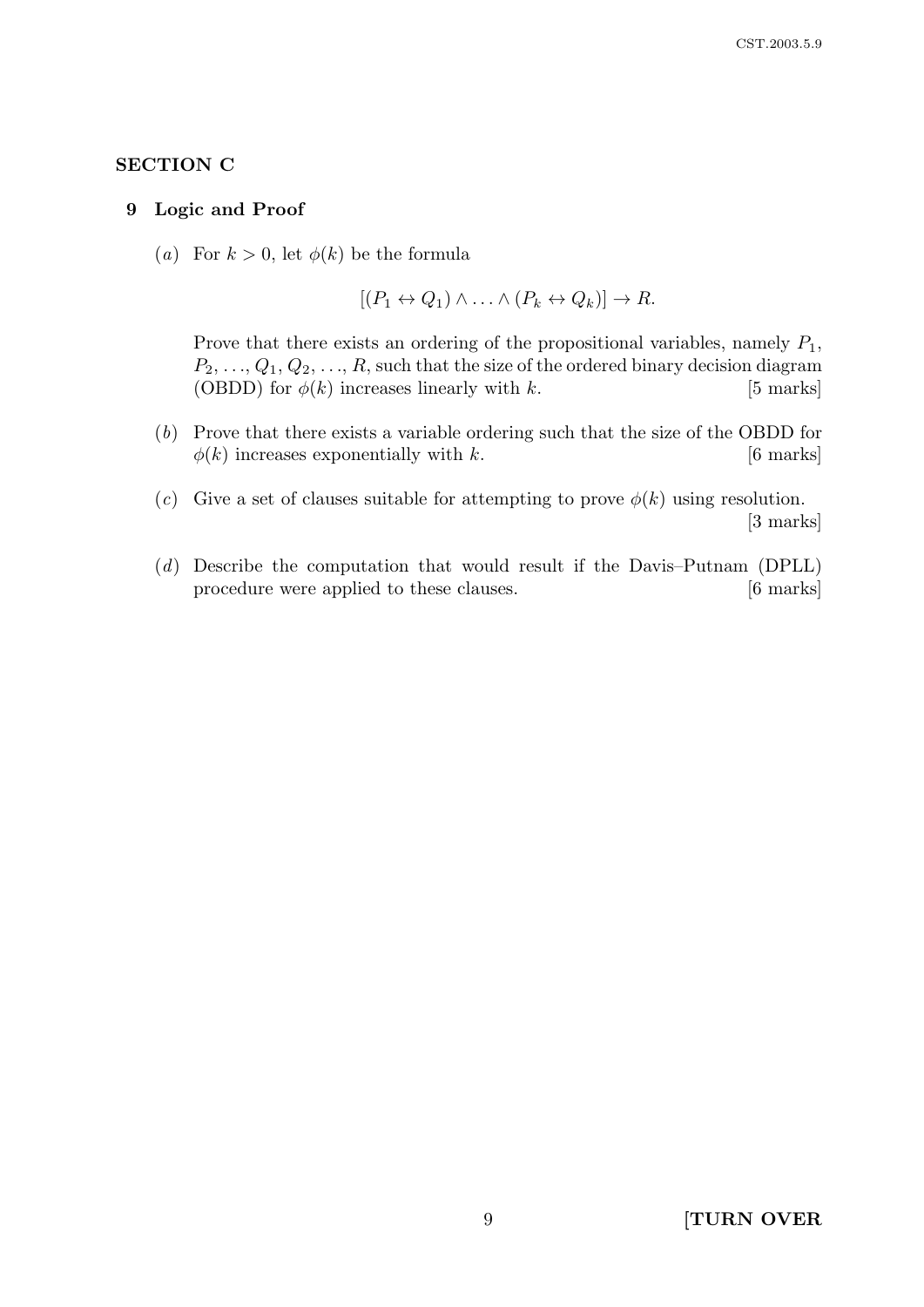## SECTION C

### 9 Logic and Proof

(*a*) For $k > 0$, let $\phi(k)$ be the formula

$$[(P_1 \leftrightarrow Q_1) \wedge \ldots \wedge (P_k \leftrightarrow Q_k)] \rightarrow R.$$

Prove that there exists an ordering of the propositional variables, namely $P_1$, $P_2$, ..., $Q_1$, $Q_2$, ..., $R$, such that the size of the ordered binary decision diagram (OBDD) for $\phi(k)$ increases linearly with $k$. [5 marks]

(*b*) Prove that there exists a variable ordering such that the size of the OBDD for $\phi(k)$ increases exponentially with $k$. [6 marks]

(*c*) Give a set of clauses suitable for attempting to prove $\phi(k)$ using resolution. [3 marks]

(*d*) Describe the computation that would result if the Davis–Putnam (DPLL) procedure were applied to these clauses. [6 marks]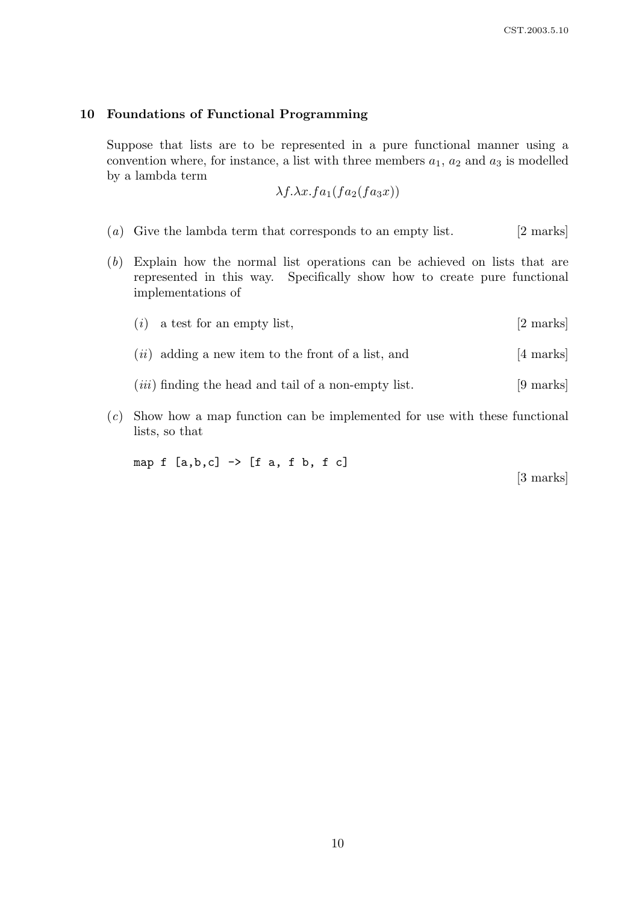## 10 Foundations of Functional Programming

Suppose that lists are to be represented in a pure functional manner using a convention where, for instance, a list with three members $a_1$, $a_2$ and $a_3$ is modelled by a lambda term

$$\lambda f.\lambda x.fa_1(fa_2(fa_3x))$$

(*a*) Give the lambda term that corresponds to an empty list. [2 marks]

(*b*) Explain how the normal list operations can be achieved on lists that are represented in this way. Specifically show how to create pure functional implementations of

(*i*) a test for an empty list, [2 marks]

(*ii*) adding a new item to the front of a list, and [4 marks]

(*iii*) finding the head and tail of a non-empty list. [9 marks]

(*c*) Show how a map function can be implemented for use with these functional lists, so that

```
map f [a,b,c] -> [f a, f b, f c]
```

[3 marks]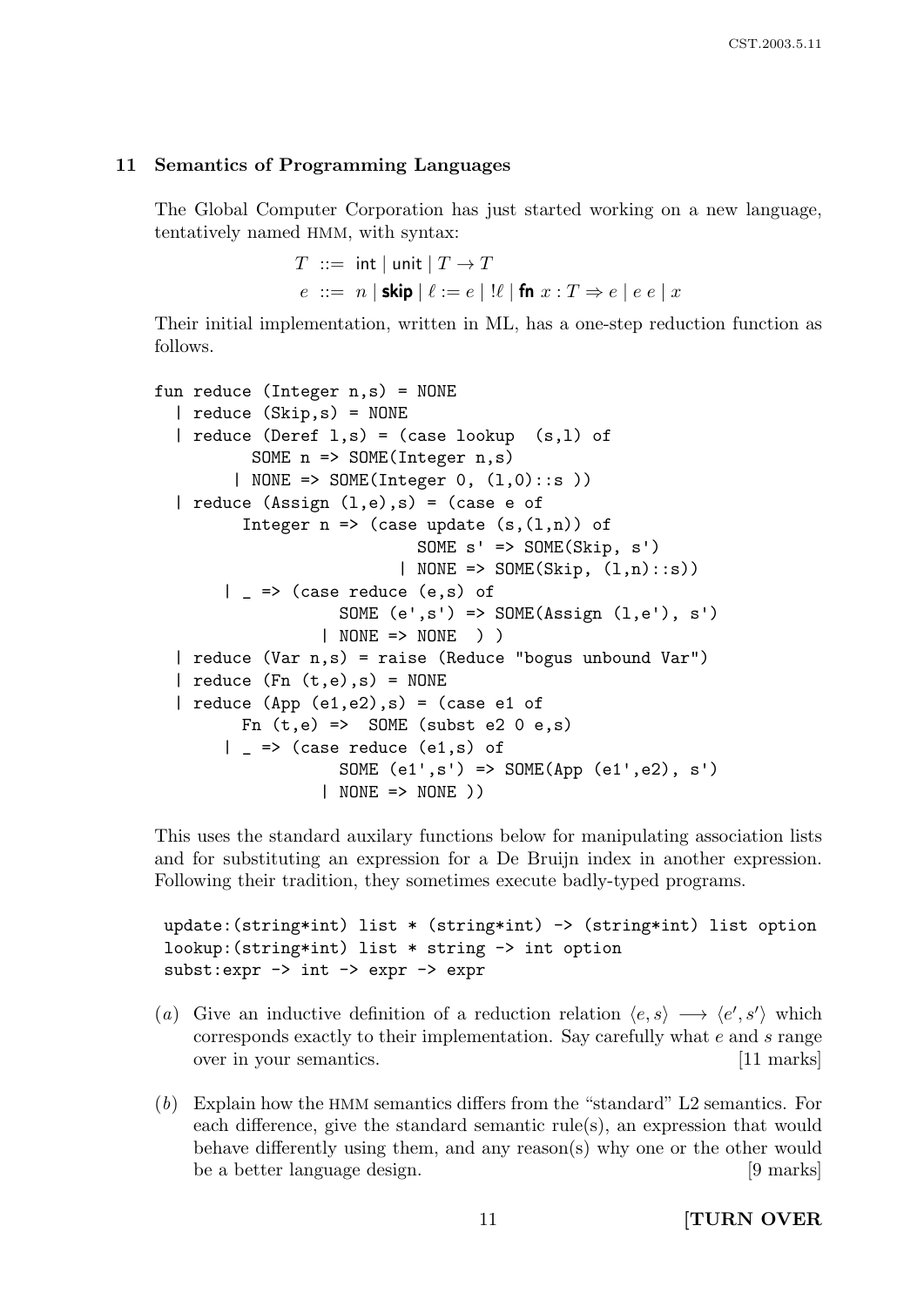## 11 Semantics of Programming Languages

The Global Computer Corporation has just started working on a new language, tentatively named HMM, with syntax:

$$T \ ::= \ \mathsf{int} \mid \mathsf{unit} \mid T \to T$$
$$e \ ::= \ n \mid \textbf{skip} \mid \ell := e \mid !\ell \mid \textbf{fn}\ x : T \Rightarrow e \mid e\ e \mid x$$

Their initial implementation, written in ML, has a one-step reduction function as follows.

```
fun reduce (Integer n,s) = NONE
  | reduce (Skip,s) = NONE
  | reduce (Deref l,s) = (case lookup  (s,l) of
          SOME n => SOME(Integer n,s)
        | NONE => SOME(Integer 0, (l,0)::s ))
  | reduce (Assign (l,e),s) = (case e of
         Integer n => (case update (s,(l,n)) of
                           SOME s' => SOME(Skip, s')
                         | NONE => SOME(Skip, (l,n)::s))
       | _ => (case reduce (e,s) of
                   SOME (e',s') => SOME(Assign (l,e'), s')
                 | NONE => NONE  ) )
  | reduce (Var n,s) = raise (Reduce "bogus unbound Var")
  | reduce (Fn (t,e),s) = NONE
  | reduce (App (e1,e2),s) = (case e1 of
         Fn (t,e) =>  SOME (subst e2 0 e,s)
       | _ => (case reduce (e1,s) of
                   SOME (e1',s') => SOME(App (e1',e2), s')
                 | NONE => NONE ))
```

This uses the standard auxilary functions below for manipulating association lists and for substituting an expression for a De Bruijn index in another expression. Following their tradition, they sometimes execute badly-typed programs.

```
update:(string*int) list * (string*int) -> (string*int) list option
lookup:(string*int) list * string -> int option
subst:expr -> int -> expr -> expr
```

(*a*) Give an inductive definition of a reduction relation $\langle e, s\rangle \longrightarrow \langle e', s'\rangle$ which corresponds exactly to their implementation. Say carefully what $e$ and $s$ range over in your semantics. [11 marks]

(*b*) Explain how the HMM semantics differs from the "standard" L2 semantics. For each difference, give the standard semantic rule(s), an expression that would behave differently using them, and any reason(s) why one or the other would be a better language design. [9 marks]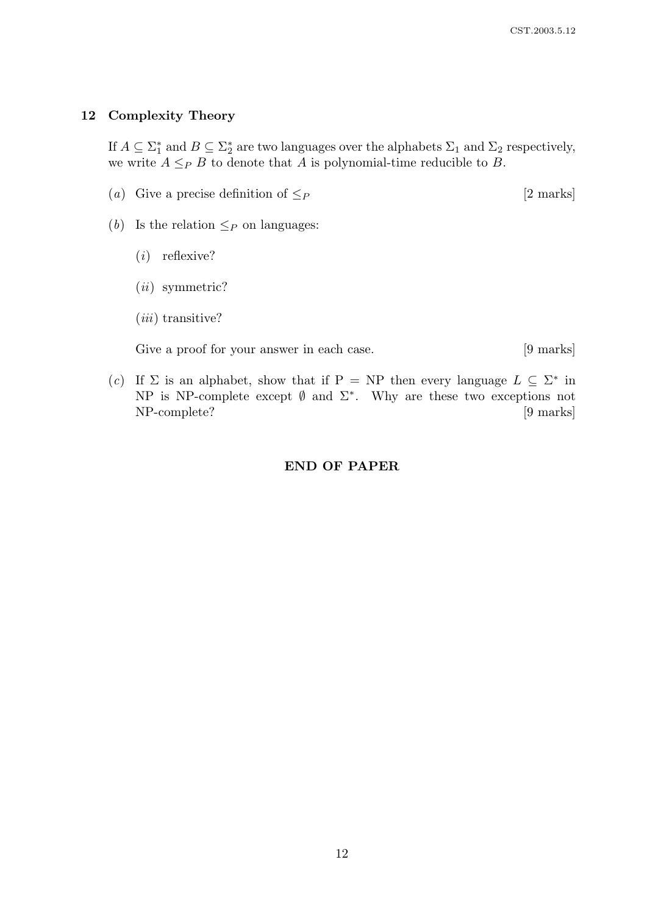## 12 Complexity Theory

If $A \subseteq \Sigma_1^*$ and $B \subseteq \Sigma_2^*$ are two languages over the alphabets $\Sigma_1$ and $\Sigma_2$ respectively, we write $A \leq_P B$ to denote that $A$ is polynomial-time reducible to $B$.

(*a*) Give a precise definition of $\leq_P$ [2 marks]

(*b*) Is the relation $\leq_P$ on languages:

(*i*) reflexive?

(*ii*) symmetric?

(*iii*) transitive?

Give a proof for your answer in each case. [9 marks]

(*c*) If $\Sigma$ is an alphabet, show that if P = NP then every language $L \subseteq \Sigma^*$ in NP is NP-complete except $\emptyset$ and $\Sigma^*$. Why are these two exceptions not NP-complete? [9 marks]

**END OF PAPER**